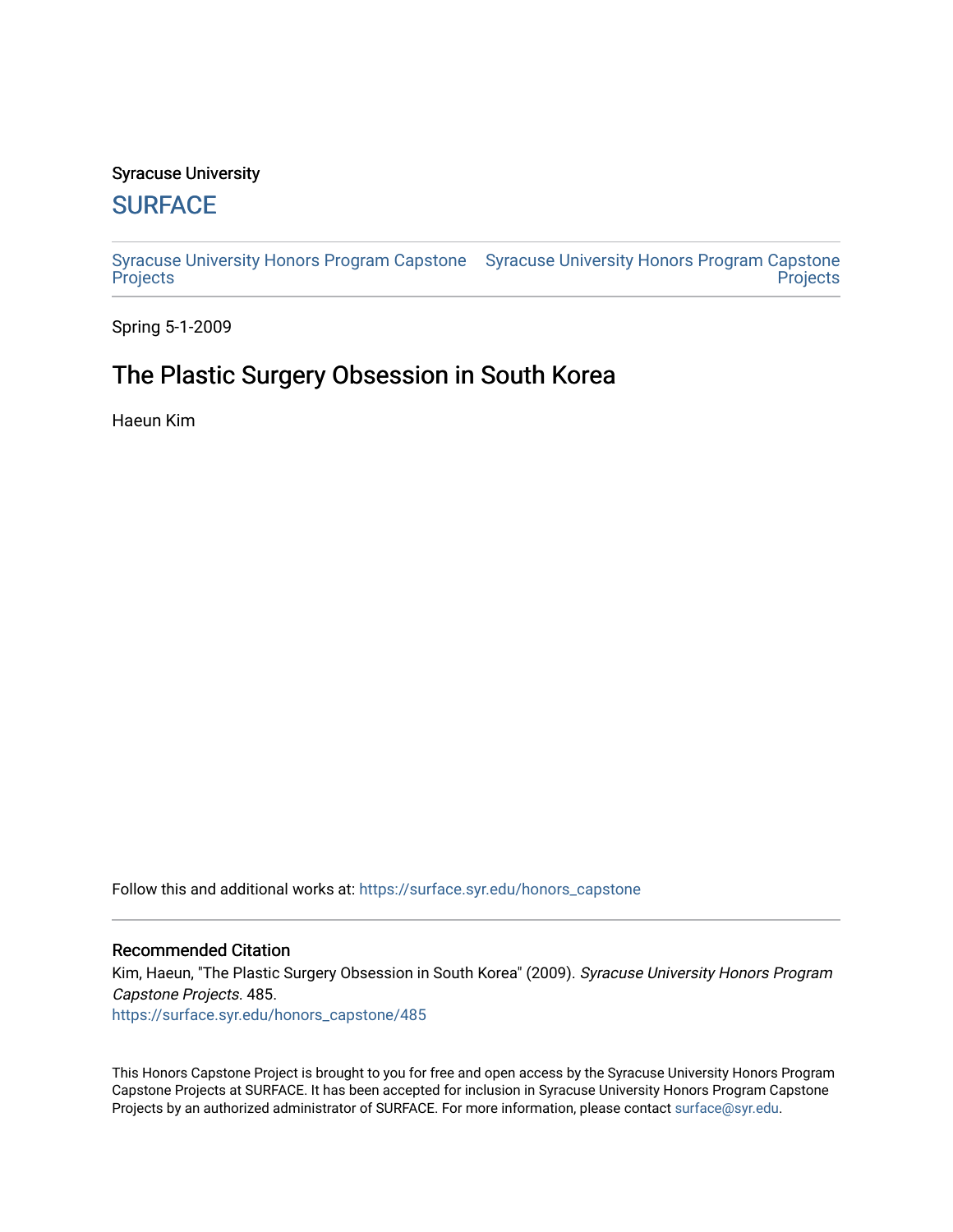Syracuse University

# SURFACE

Syracuse University Honors Program Capstone Projects | Syracuse University Honors Program Capstone Projects

Spring 5-1-2009

## The Plastic Surgery Obsession in South Korea

Haeun Kim

Follow this and additional works at: https://surface.syr.edu/honors_capstone

### Recommended Citation

Kim, Haeun, "The Plastic Surgery Obsession in South Korea" (2009). *Syracuse University Honors Program Capstone Projects*. 485.
https://surface.syr.edu/honors_capstone/485

This Honors Capstone Project is brought to you for free and open access by the Syracuse University Honors Program Capstone Projects at SURFACE. It has been accepted for inclusion in Syracuse University Honors Program Capstone Projects by an authorized administrator of SURFACE. For more information, please contact surface@syr.edu.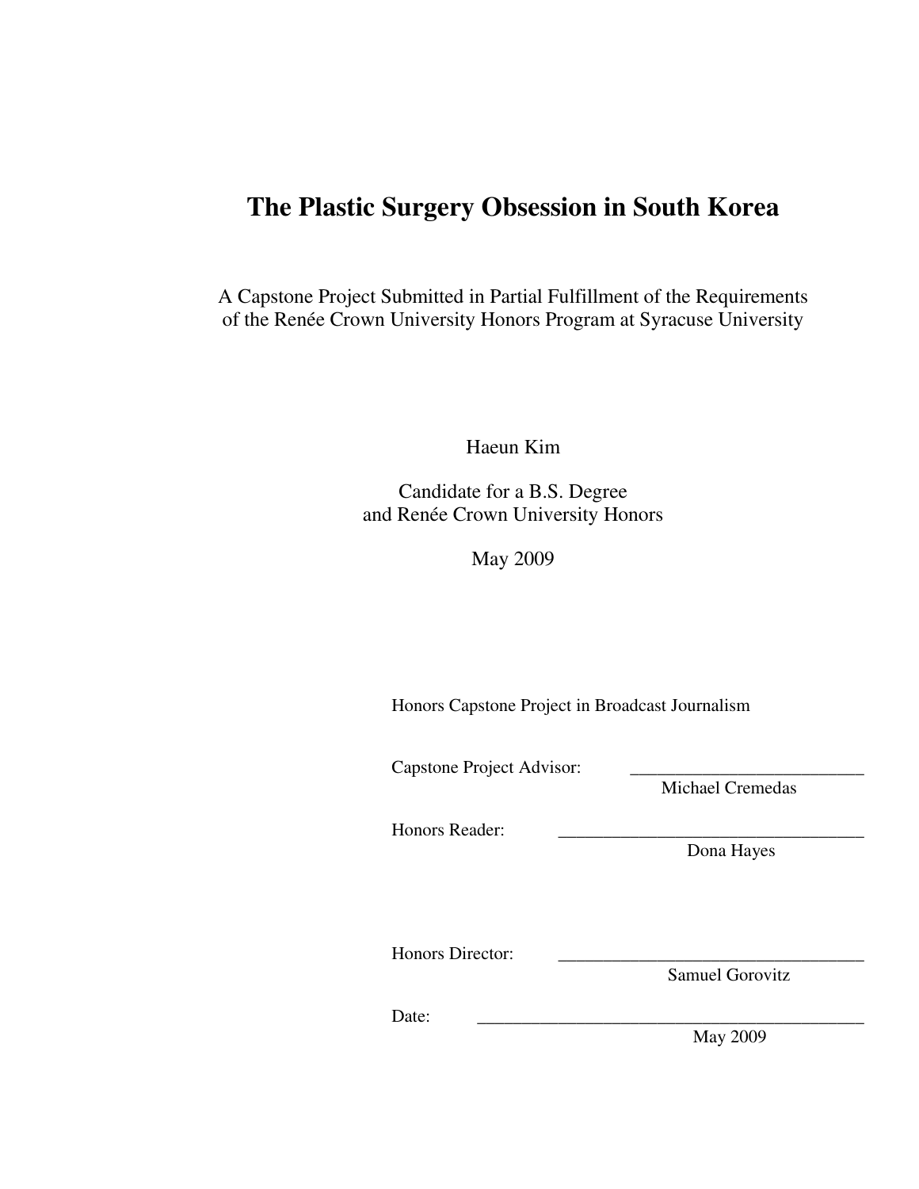# The Plastic Surgery Obsession in South Korea

A Capstone Project Submitted in Partial Fulfillment of the Requirements of the Renée Crown University Honors Program at Syracuse University

Haeun Kim

Candidate for a B.S. Degree and Renée Crown University Honors

May 2009

Honors Capstone Project in Broadcast Journalism

Capstone Project Advisor: ___________________________
Michael Cremedas

Honors Reader: ___________________________________
Dona Hayes

Honors Director: ___________________________________
Samuel Gorovitz

Date: _____________________________________________
May 2009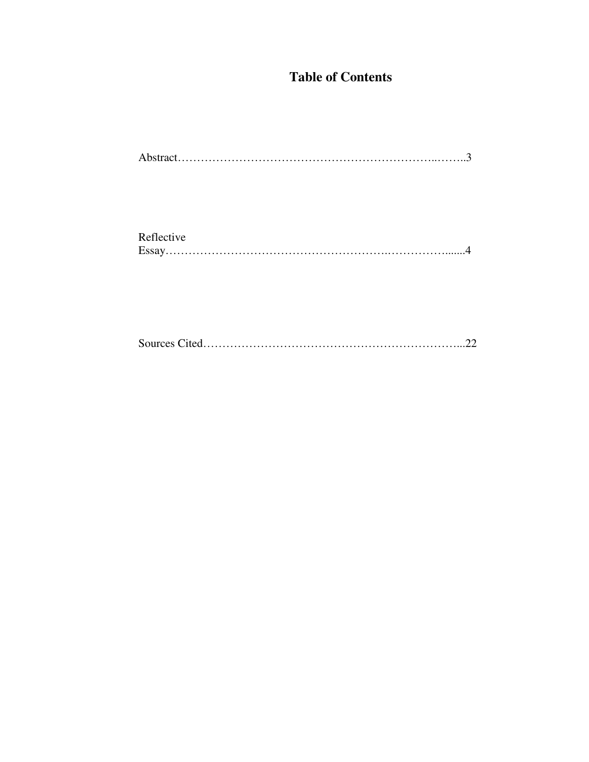# Table of Contents

Abstract……………………………………………………………..……..3

Reflective Essay…………………………………………………..……………......4

Sources Cited…………………………………………………………...22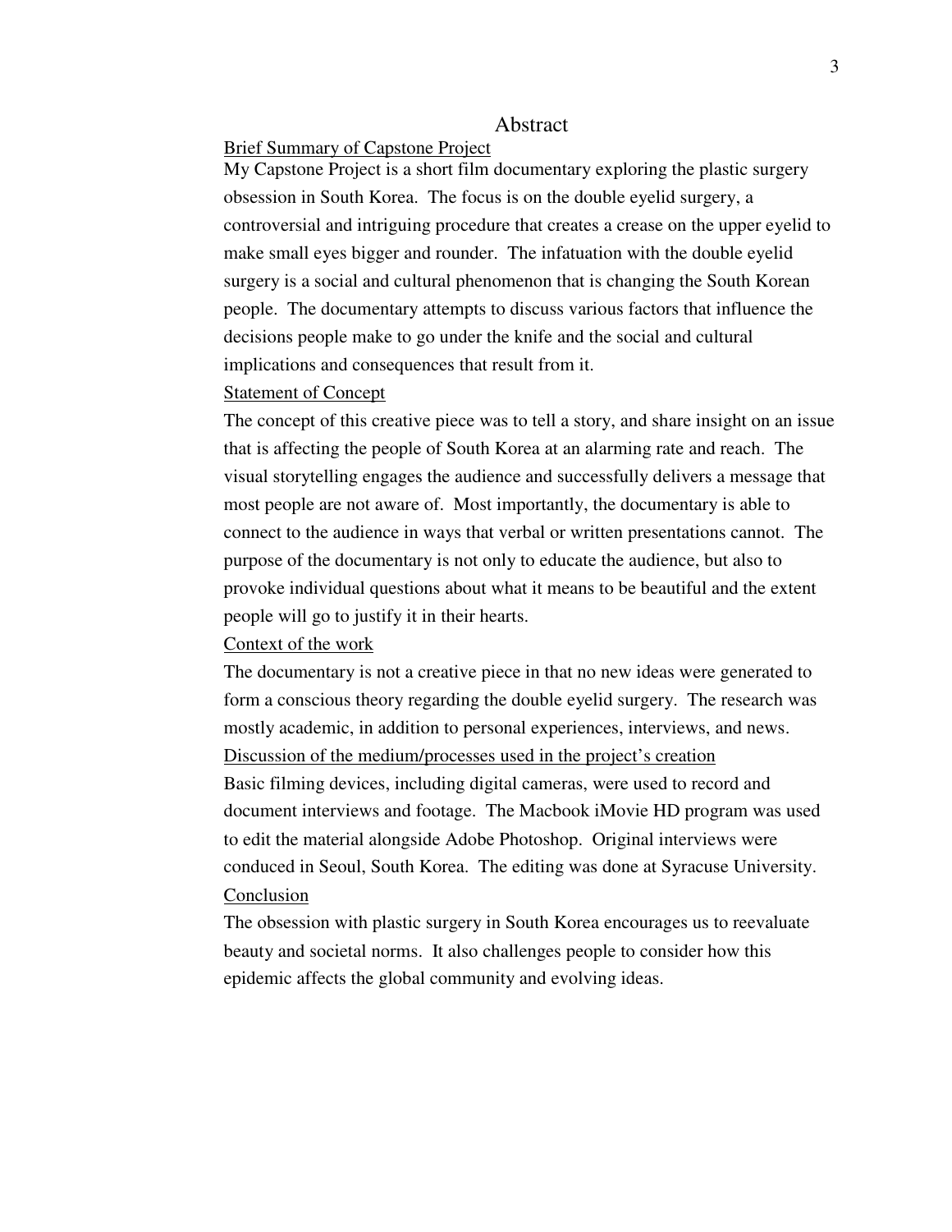# Abstract

## Brief Summary of Capstone Project

My Capstone Project is a short film documentary exploring the plastic surgery obsession in South Korea. The focus is on the double eyelid surgery, a controversial and intriguing procedure that creates a crease on the upper eyelid to make small eyes bigger and rounder. The infatuation with the double eyelid surgery is a social and cultural phenomenon that is changing the South Korean people. The documentary attempts to discuss various factors that influence the decisions people make to go under the knife and the social and cultural implications and consequences that result from it.

## Statement of Concept

The concept of this creative piece was to tell a story, and share insight on an issue that is affecting the people of South Korea at an alarming rate and reach. The visual storytelling engages the audience and successfully delivers a message that most people are not aware of. Most importantly, the documentary is able to connect to the audience in ways that verbal or written presentations cannot. The purpose of the documentary is not only to educate the audience, but also to provoke individual questions about what it means to be beautiful and the extent people will go to justify it in their hearts.

## Context of the work

The documentary is not a creative piece in that no new ideas were generated to form a conscious theory regarding the double eyelid surgery. The research was mostly academic, in addition to personal experiences, interviews, and news.

## Discussion of the medium/processes used in the project's creation

Basic filming devices, including digital cameras, were used to record and document interviews and footage. The Macbook iMovie HD program was used to edit the material alongside Adobe Photoshop. Original interviews were conduced in Seoul, South Korea. The editing was done at Syracuse University.

## Conclusion

The obsession with plastic surgery in South Korea encourages us to reevaluate beauty and societal norms. It also challenges people to consider how this epidemic affects the global community and evolving ideas.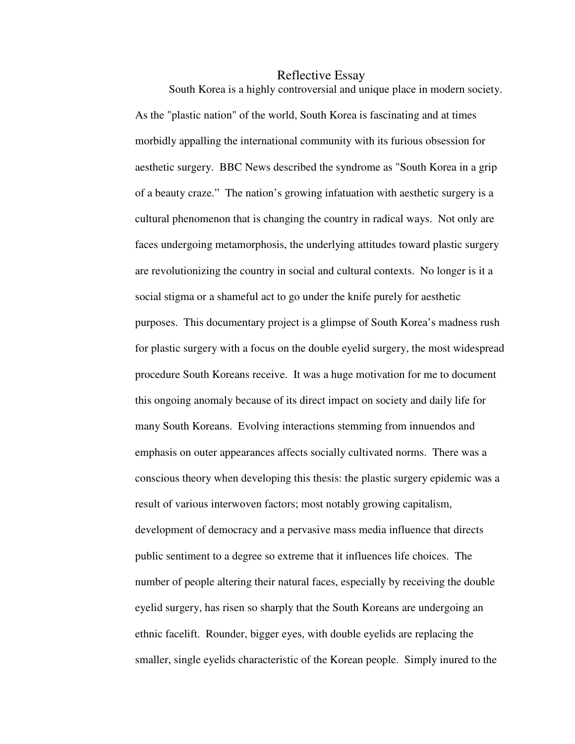# Reflective Essay

South Korea is a highly controversial and unique place in modern society. As the "plastic nation" of the world, South Korea is fascinating and at times morbidly appalling the international community with its furious obsession for aesthetic surgery. BBC News described the syndrome as "South Korea in a grip of a beauty craze." The nation's growing infatuation with aesthetic surgery is a cultural phenomenon that is changing the country in radical ways. Not only are faces undergoing metamorphosis, the underlying attitudes toward plastic surgery are revolutionizing the country in social and cultural contexts. No longer is it a social stigma or a shameful act to go under the knife purely for aesthetic purposes. This documentary project is a glimpse of South Korea's madness rush for plastic surgery with a focus on the double eyelid surgery, the most widespread procedure South Koreans receive. It was a huge motivation for me to document this ongoing anomaly because of its direct impact on society and daily life for many South Koreans. Evolving interactions stemming from innuendos and emphasis on outer appearances affects socially cultivated norms. There was a conscious theory when developing this thesis: the plastic surgery epidemic was a result of various interwoven factors; most notably growing capitalism, development of democracy and a pervasive mass media influence that directs public sentiment to a degree so extreme that it influences life choices. The number of people altering their natural faces, especially by receiving the double eyelid surgery, has risen so sharply that the South Koreans are undergoing an ethnic facelift. Rounder, bigger eyes, with double eyelids are replacing the smaller, single eyelids characteristic of the Korean people. Simply inured to the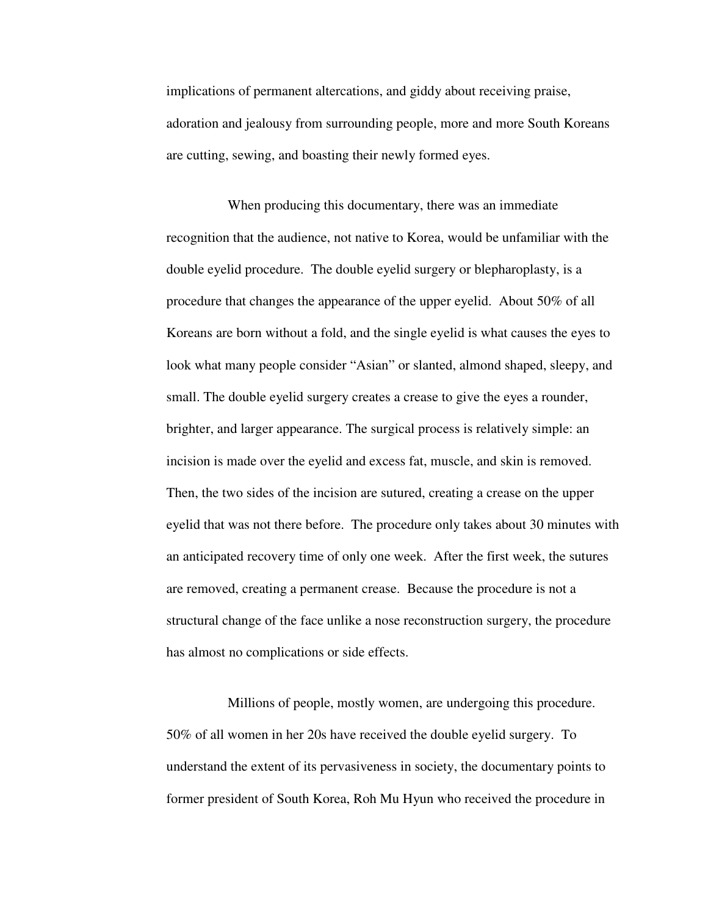implications of permanent altercations, and giddy about receiving praise, adoration and jealousy from surrounding people, more and more South Koreans are cutting, sewing, and boasting their newly formed eyes.

When producing this documentary, there was an immediate recognition that the audience, not native to Korea, would be unfamiliar with the double eyelid procedure. The double eyelid surgery or blepharoplasty, is a procedure that changes the appearance of the upper eyelid. About 50% of all Koreans are born without a fold, and the single eyelid is what causes the eyes to look what many people consider "Asian" or slanted, almond shaped, sleepy, and small. The double eyelid surgery creates a crease to give the eyes a rounder, brighter, and larger appearance. The surgical process is relatively simple: an incision is made over the eyelid and excess fat, muscle, and skin is removed. Then, the two sides of the incision are sutured, creating a crease on the upper eyelid that was not there before. The procedure only takes about 30 minutes with an anticipated recovery time of only one week. After the first week, the sutures are removed, creating a permanent crease. Because the procedure is not a structural change of the face unlike a nose reconstruction surgery, the procedure has almost no complications or side effects.

Millions of people, mostly women, are undergoing this procedure. 50% of all women in her 20s have received the double eyelid surgery. To understand the extent of its pervasiveness in society, the documentary points to former president of South Korea, Roh Mu Hyun who received the procedure in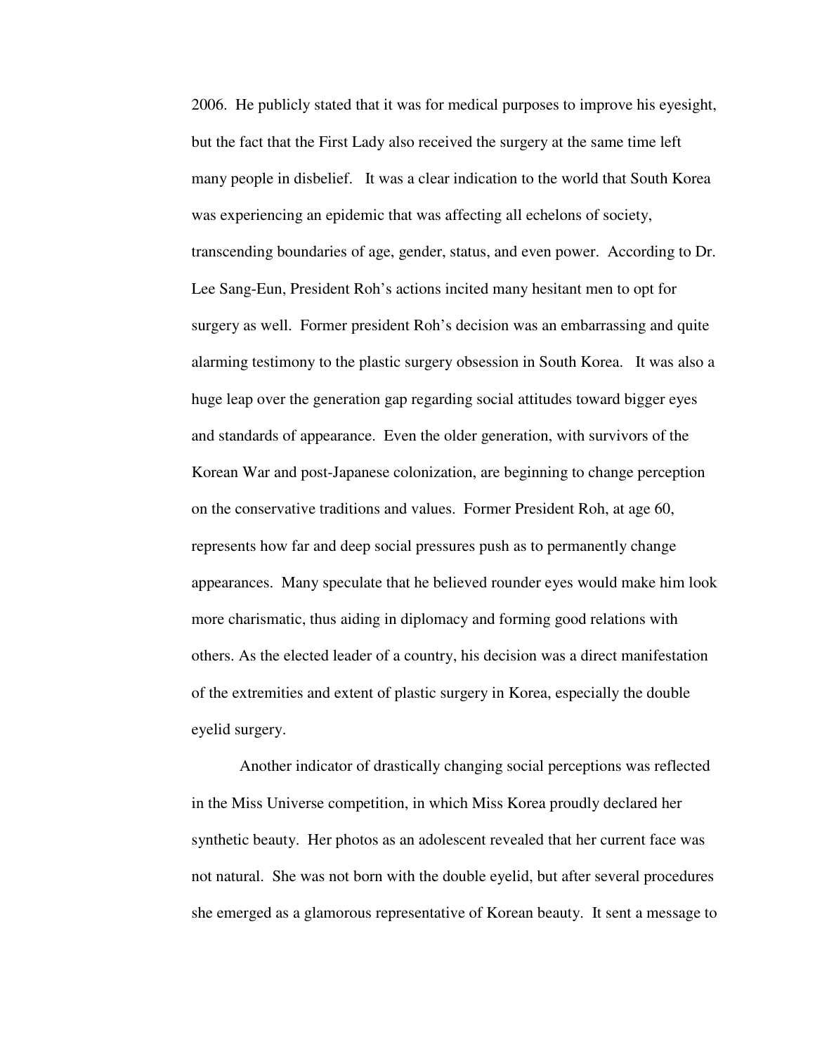2006. He publicly stated that it was for medical purposes to improve his eyesight, but the fact that the First Lady also received the surgery at the same time left many people in disbelief. It was a clear indication to the world that South Korea was experiencing an epidemic that was affecting all echelons of society, transcending boundaries of age, gender, status, and even power. According to Dr. Lee Sang-Eun, President Roh's actions incited many hesitant men to opt for surgery as well. Former president Roh's decision was an embarrassing and quite alarming testimony to the plastic surgery obsession in South Korea. It was also a huge leap over the generation gap regarding social attitudes toward bigger eyes and standards of appearance. Even the older generation, with survivors of the Korean War and post-Japanese colonization, are beginning to change perception on the conservative traditions and values. Former President Roh, at age 60, represents how far and deep social pressures push as to permanently change appearances. Many speculate that he believed rounder eyes would make him look more charismatic, thus aiding in diplomacy and forming good relations with others. As the elected leader of a country, his decision was a direct manifestation of the extremities and extent of plastic surgery in Korea, especially the double eyelid surgery.

Another indicator of drastically changing social perceptions was reflected in the Miss Universe competition, in which Miss Korea proudly declared her synthetic beauty. Her photos as an adolescent revealed that her current face was not natural. She was not born with the double eyelid, but after several procedures she emerged as a glamorous representative of Korean beauty. It sent a message to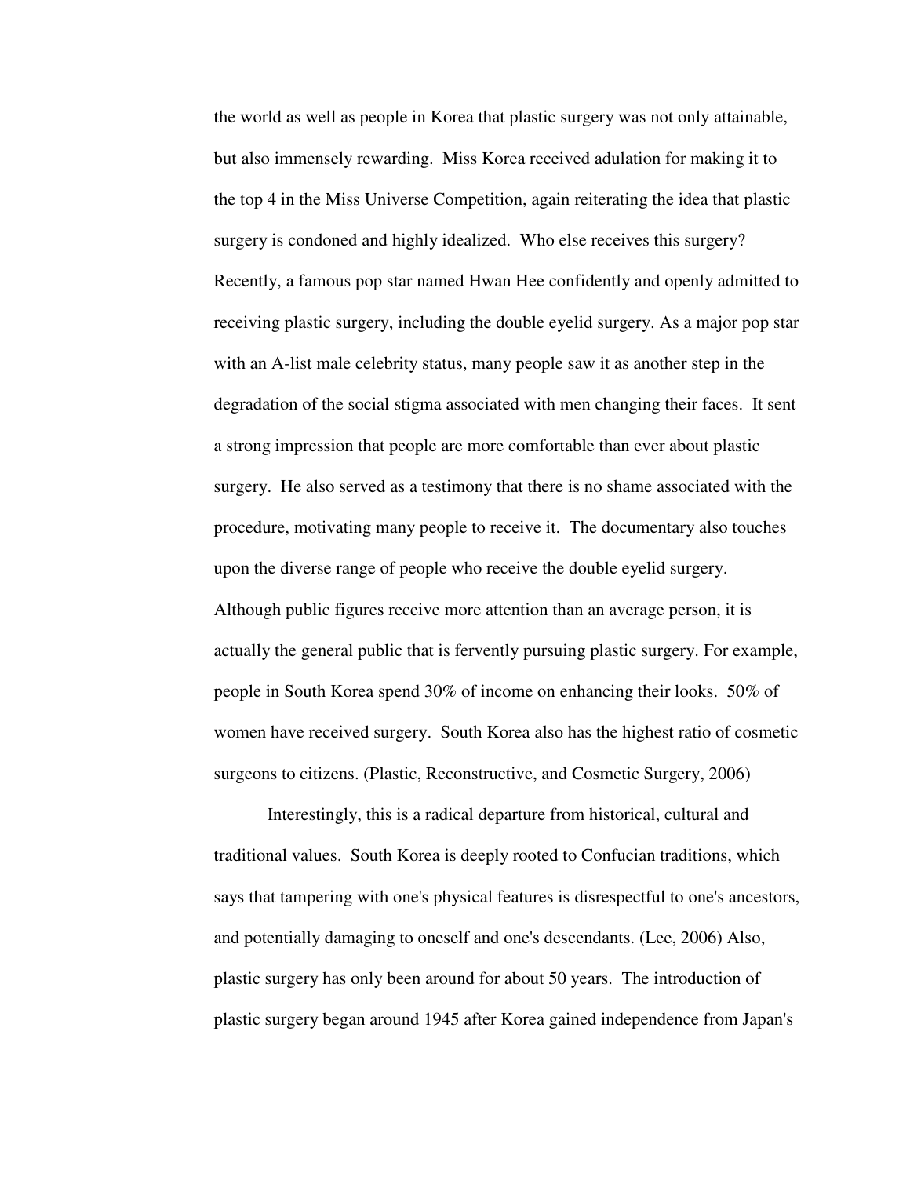the world as well as people in Korea that plastic surgery was not only attainable, but also immensely rewarding. Miss Korea received adulation for making it to the top 4 in the Miss Universe Competition, again reiterating the idea that plastic surgery is condoned and highly idealized. Who else receives this surgery? Recently, a famous pop star named Hwan Hee confidently and openly admitted to receiving plastic surgery, including the double eyelid surgery. As a major pop star with an A-list male celebrity status, many people saw it as another step in the degradation of the social stigma associated with men changing their faces. It sent a strong impression that people are more comfortable than ever about plastic surgery. He also served as a testimony that there is no shame associated with the procedure, motivating many people to receive it. The documentary also touches upon the diverse range of people who receive the double eyelid surgery. Although public figures receive more attention than an average person, it is actually the general public that is fervently pursuing plastic surgery. For example, people in South Korea spend 30% of income on enhancing their looks. 50% of women have received surgery. South Korea also has the highest ratio of cosmetic surgeons to citizens. (Plastic, Reconstructive, and Cosmetic Surgery, 2006)

Interestingly, this is a radical departure from historical, cultural and traditional values. South Korea is deeply rooted to Confucian traditions, which says that tampering with one's physical features is disrespectful to one's ancestors, and potentially damaging to oneself and one's descendants. (Lee, 2006) Also, plastic surgery has only been around for about 50 years. The introduction of plastic surgery began around 1945 after Korea gained independence from Japan's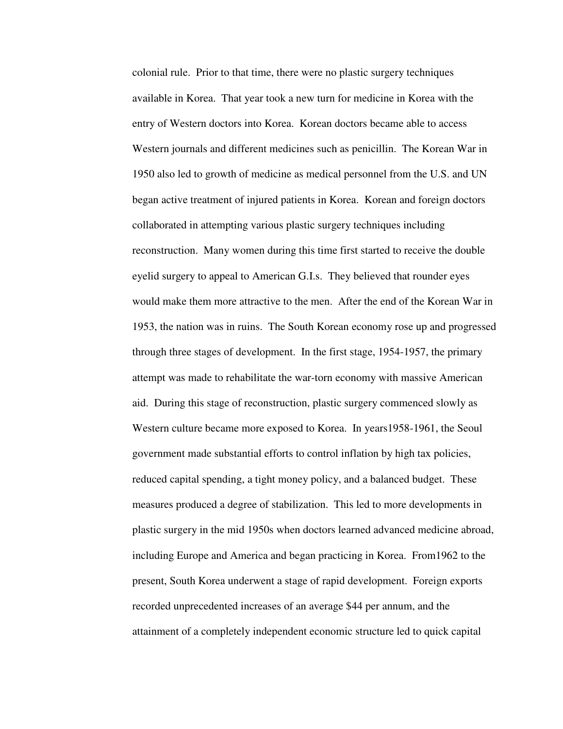colonial rule. Prior to that time, there were no plastic surgery techniques available in Korea. That year took a new turn for medicine in Korea with the entry of Western doctors into Korea. Korean doctors became able to access Western journals and different medicines such as penicillin. The Korean War in 1950 also led to growth of medicine as medical personnel from the U.S. and UN began active treatment of injured patients in Korea. Korean and foreign doctors collaborated in attempting various plastic surgery techniques including reconstruction. Many women during this time first started to receive the double eyelid surgery to appeal to American G.I.s. They believed that rounder eyes would make them more attractive to the men. After the end of the Korean War in 1953, the nation was in ruins. The South Korean economy rose up and progressed through three stages of development. In the first stage, 1954-1957, the primary attempt was made to rehabilitate the war-torn economy with massive American aid. During this stage of reconstruction, plastic surgery commenced slowly as Western culture became more exposed to Korea. In years1958-1961, the Seoul government made substantial efforts to control inflation by high tax policies, reduced capital spending, a tight money policy, and a balanced budget. These measures produced a degree of stabilization. This led to more developments in plastic surgery in the mid 1950s when doctors learned advanced medicine abroad, including Europe and America and began practicing in Korea. From1962 to the present, South Korea underwent a stage of rapid development. Foreign exports recorded unprecedented increases of an average $44 per annum, and the attainment of a completely independent economic structure led to quick capital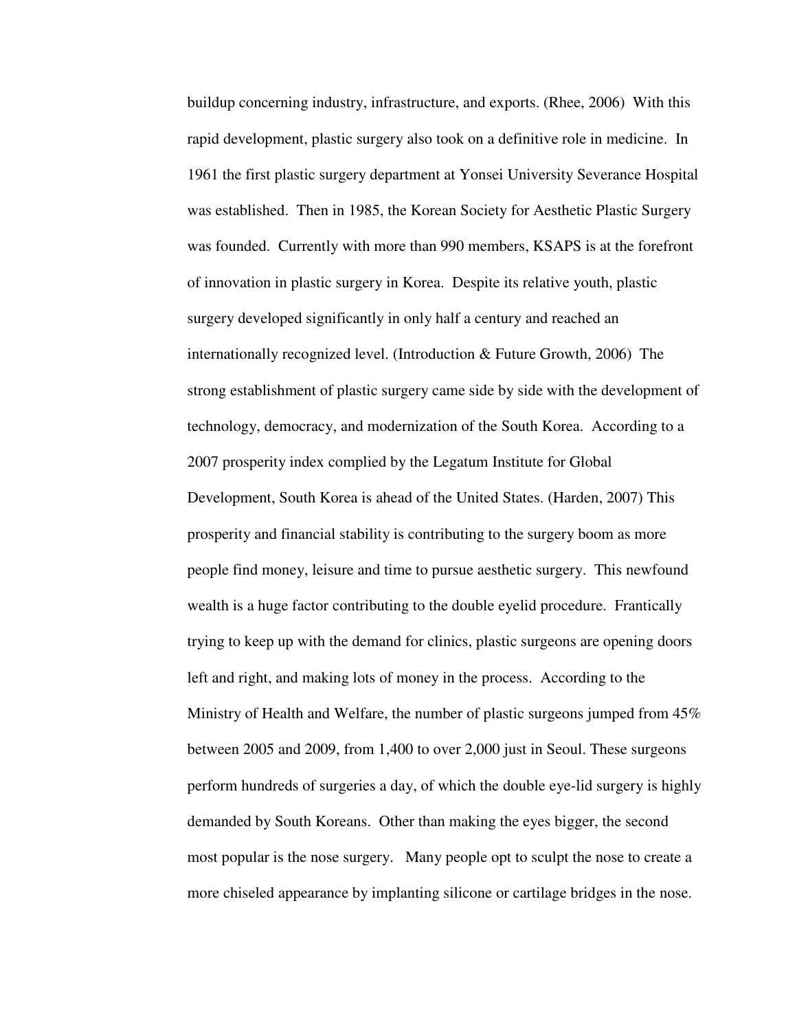buildup concerning industry, infrastructure, and exports. (Rhee, 2006) With this rapid development, plastic surgery also took on a definitive role in medicine. In 1961 the first plastic surgery department at Yonsei University Severance Hospital was established. Then in 1985, the Korean Society for Aesthetic Plastic Surgery was founded. Currently with more than 990 members, KSAPS is at the forefront of innovation in plastic surgery in Korea. Despite its relative youth, plastic surgery developed significantly in only half a century and reached an internationally recognized level. (Introduction & Future Growth, 2006) The strong establishment of plastic surgery came side by side with the development of technology, democracy, and modernization of the South Korea. According to a 2007 prosperity index complied by the Legatum Institute for Global Development, South Korea is ahead of the United States. (Harden, 2007) This prosperity and financial stability is contributing to the surgery boom as more people find money, leisure and time to pursue aesthetic surgery. This newfound wealth is a huge factor contributing to the double eyelid procedure. Frantically trying to keep up with the demand for clinics, plastic surgeons are opening doors left and right, and making lots of money in the process. According to the Ministry of Health and Welfare, the number of plastic surgeons jumped from 45% between 2005 and 2009, from 1,400 to over 2,000 just in Seoul. These surgeons perform hundreds of surgeries a day, of which the double eye-lid surgery is highly demanded by South Koreans. Other than making the eyes bigger, the second most popular is the nose surgery. Many people opt to sculpt the nose to create a more chiseled appearance by implanting silicone or cartilage bridges in the nose.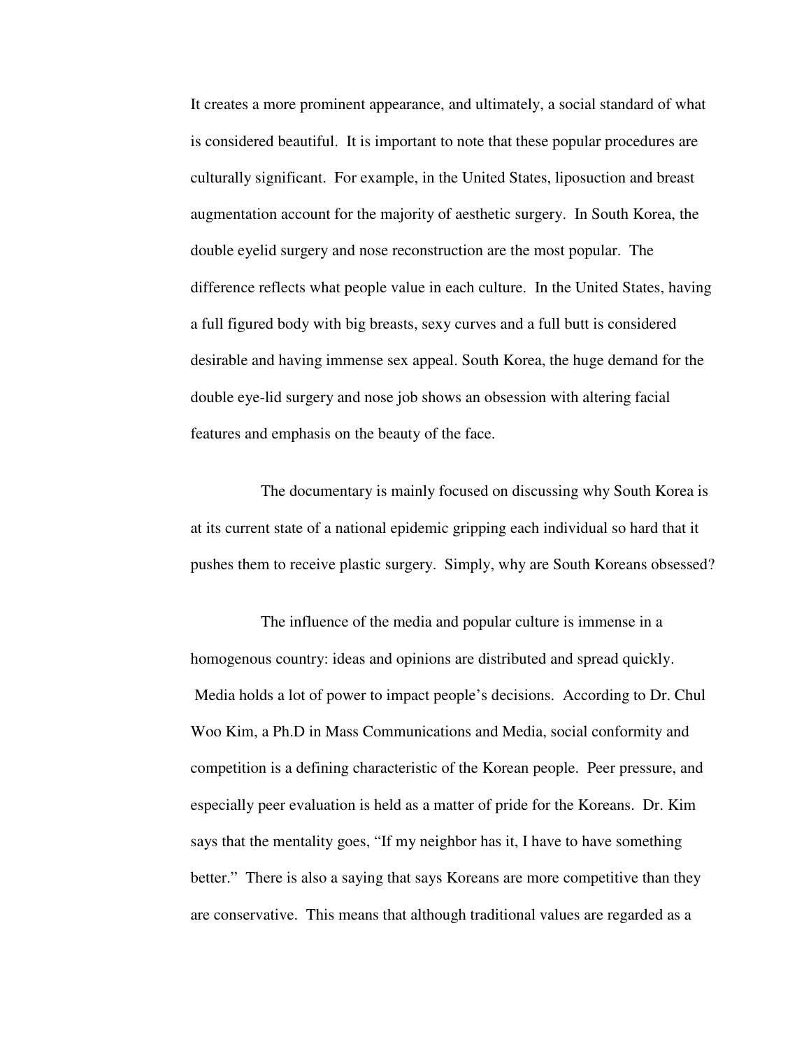It creates a more prominent appearance, and ultimately, a social standard of what is considered beautiful. It is important to note that these popular procedures are culturally significant. For example, in the United States, liposuction and breast augmentation account for the majority of aesthetic surgery. In South Korea, the double eyelid surgery and nose reconstruction are the most popular. The difference reflects what people value in each culture. In the United States, having a full figured body with big breasts, sexy curves and a full butt is considered desirable and having immense sex appeal. South Korea, the huge demand for the double eye-lid surgery and nose job shows an obsession with altering facial features and emphasis on the beauty of the face.

The documentary is mainly focused on discussing why South Korea is at its current state of a national epidemic gripping each individual so hard that it pushes them to receive plastic surgery. Simply, why are South Koreans obsessed?

The influence of the media and popular culture is immense in a homogenous country: ideas and opinions are distributed and spread quickly. Media holds a lot of power to impact people's decisions. According to Dr. Chul Woo Kim, a Ph.D in Mass Communications and Media, social conformity and competition is a defining characteristic of the Korean people. Peer pressure, and especially peer evaluation is held as a matter of pride for the Koreans. Dr. Kim says that the mentality goes, "If my neighbor has it, I have to have something better." There is also a saying that says Koreans are more competitive than they are conservative. This means that although traditional values are regarded as a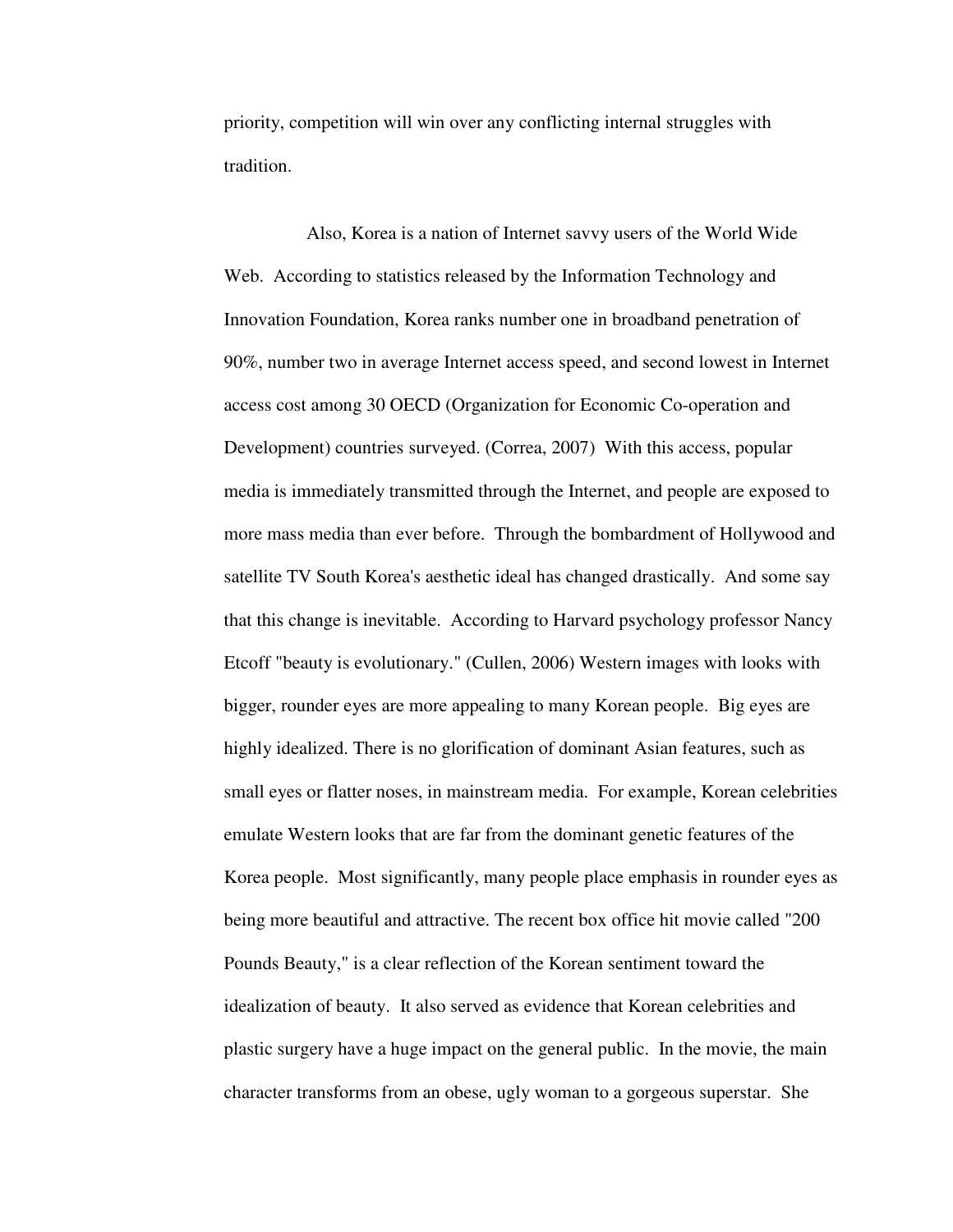priority, competition will win over any conflicting internal struggles with tradition.

Also, Korea is a nation of Internet savvy users of the World Wide Web. According to statistics released by the Information Technology and Innovation Foundation, Korea ranks number one in broadband penetration of 90%, number two in average Internet access speed, and second lowest in Internet access cost among 30 OECD (Organization for Economic Co-operation and Development) countries surveyed. (Correa, 2007) With this access, popular media is immediately transmitted through the Internet, and people are exposed to more mass media than ever before. Through the bombardment of Hollywood and satellite TV South Korea's aesthetic ideal has changed drastically. And some say that this change is inevitable. According to Harvard psychology professor Nancy Etcoff "beauty is evolutionary." (Cullen, 2006) Western images with looks with bigger, rounder eyes are more appealing to many Korean people. Big eyes are highly idealized. There is no glorification of dominant Asian features, such as small eyes or flatter noses, in mainstream media. For example, Korean celebrities emulate Western looks that are far from the dominant genetic features of the Korea people. Most significantly, many people place emphasis in rounder eyes as being more beautiful and attractive. The recent box office hit movie called "200 Pounds Beauty," is a clear reflection of the Korean sentiment toward the idealization of beauty. It also served as evidence that Korean celebrities and plastic surgery have a huge impact on the general public. In the movie, the main character transforms from an obese, ugly woman to a gorgeous superstar. She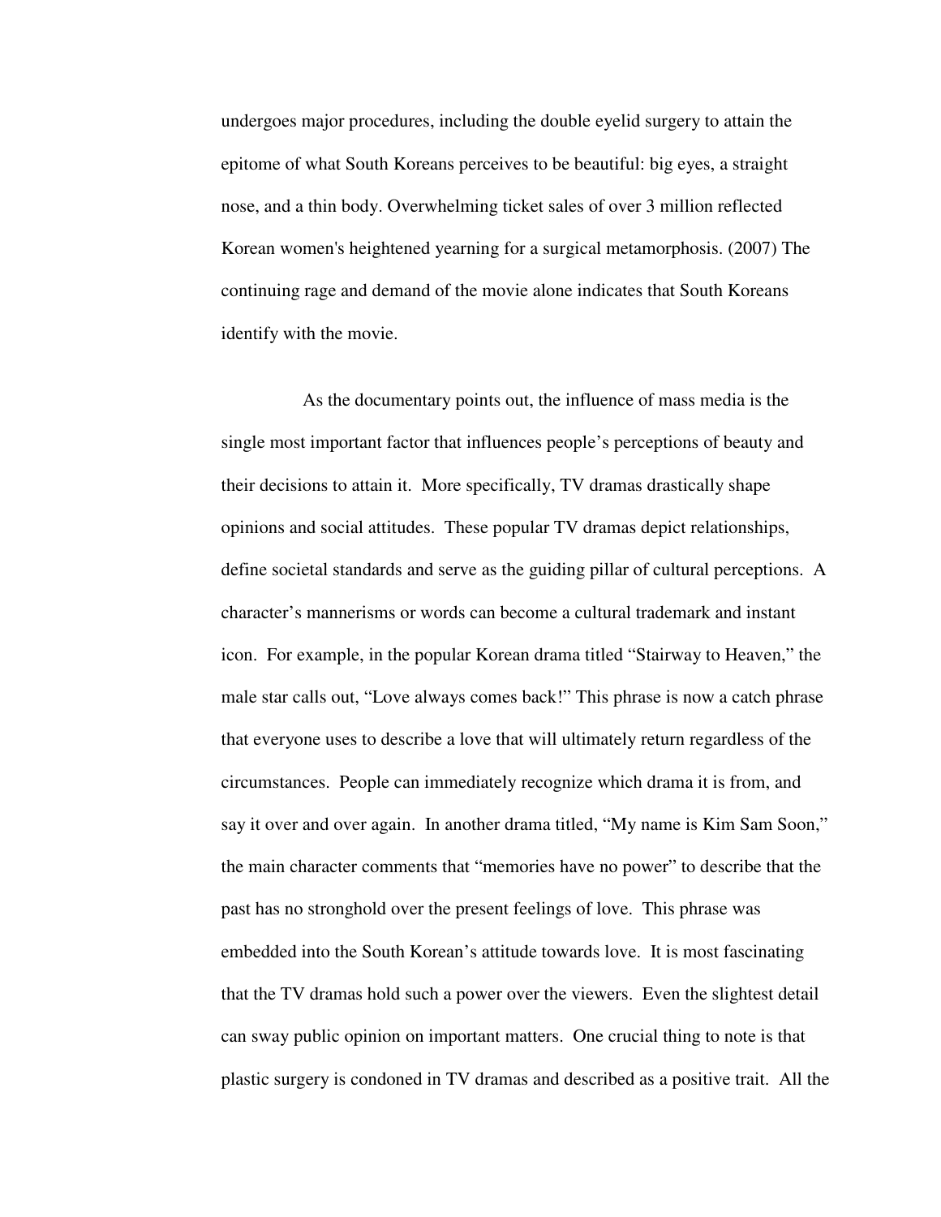undergoes major procedures, including the double eyelid surgery to attain the epitome of what South Koreans perceives to be beautiful: big eyes, a straight nose, and a thin body. Overwhelming ticket sales of over 3 million reflected Korean women's heightened yearning for a surgical metamorphosis. (2007) The continuing rage and demand of the movie alone indicates that South Koreans identify with the movie.

As the documentary points out, the influence of mass media is the single most important factor that influences people's perceptions of beauty and their decisions to attain it. More specifically, TV dramas drastically shape opinions and social attitudes. These popular TV dramas depict relationships, define societal standards and serve as the guiding pillar of cultural perceptions. A character's mannerisms or words can become a cultural trademark and instant icon. For example, in the popular Korean drama titled "Stairway to Heaven," the male star calls out, "Love always comes back!" This phrase is now a catch phrase that everyone uses to describe a love that will ultimately return regardless of the circumstances. People can immediately recognize which drama it is from, and say it over and over again. In another drama titled, "My name is Kim Sam Soon," the main character comments that "memories have no power" to describe that the past has no stronghold over the present feelings of love. This phrase was embedded into the South Korean's attitude towards love. It is most fascinating that the TV dramas hold such a power over the viewers. Even the slightest detail can sway public opinion on important matters. One crucial thing to note is that plastic surgery is condoned in TV dramas and described as a positive trait. All the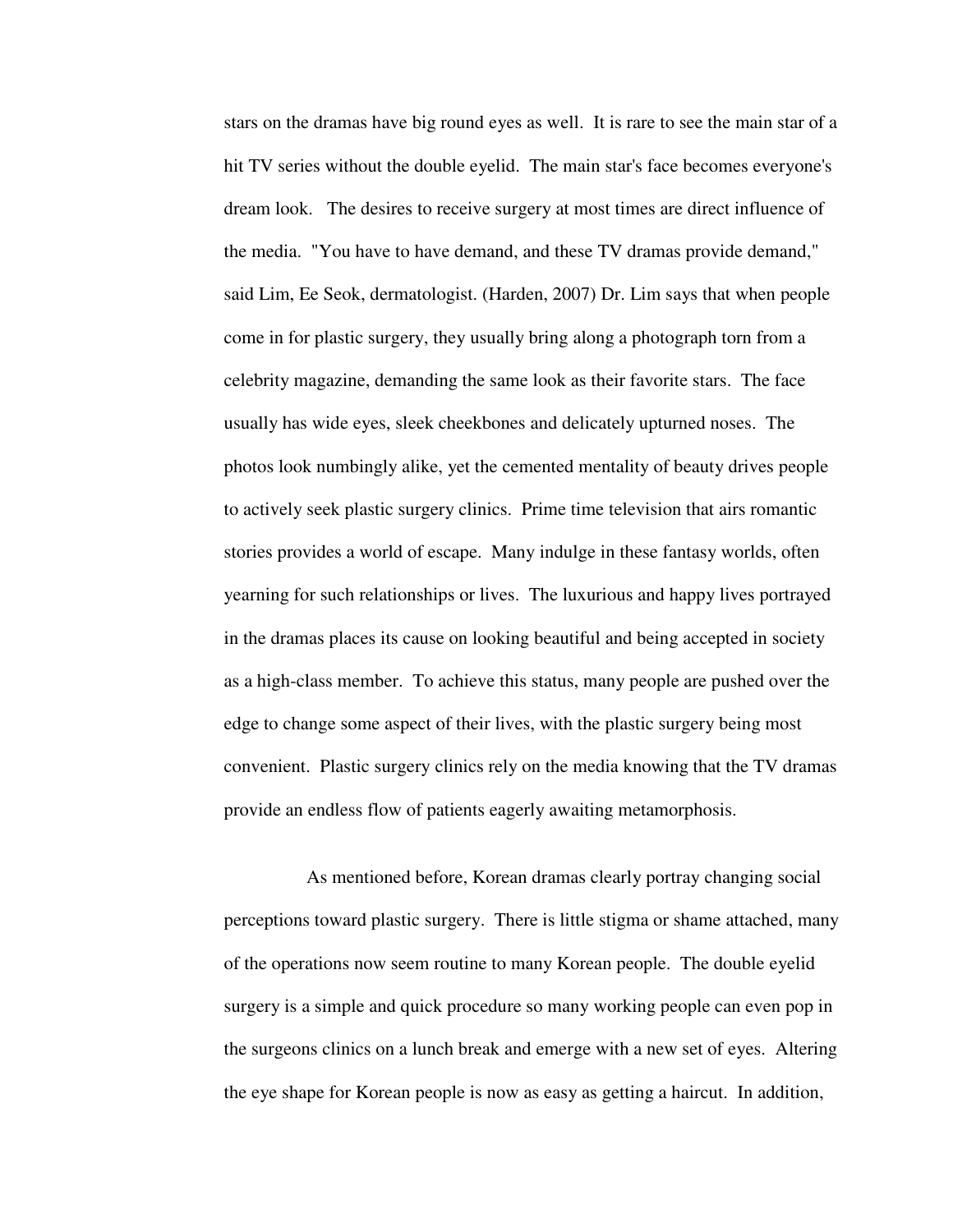stars on the dramas have big round eyes as well. It is rare to see the main star of a hit TV series without the double eyelid. The main star's face becomes everyone's dream look. The desires to receive surgery at most times are direct influence of the media. "You have to have demand, and these TV dramas provide demand," said Lim, Ee Seok, dermatologist. (Harden, 2007) Dr. Lim says that when people come in for plastic surgery, they usually bring along a photograph torn from a celebrity magazine, demanding the same look as their favorite stars. The face usually has wide eyes, sleek cheekbones and delicately upturned noses. The photos look numbingly alike, yet the cemented mentality of beauty drives people to actively seek plastic surgery clinics. Prime time television that airs romantic stories provides a world of escape. Many indulge in these fantasy worlds, often yearning for such relationships or lives. The luxurious and happy lives portrayed in the dramas places its cause on looking beautiful and being accepted in society as a high-class member. To achieve this status, many people are pushed over the edge to change some aspect of their lives, with the plastic surgery being most convenient. Plastic surgery clinics rely on the media knowing that the TV dramas provide an endless flow of patients eagerly awaiting metamorphosis.

As mentioned before, Korean dramas clearly portray changing social perceptions toward plastic surgery. There is little stigma or shame attached, many of the operations now seem routine to many Korean people. The double eyelid surgery is a simple and quick procedure so many working people can even pop in the surgeons clinics on a lunch break and emerge with a new set of eyes. Altering the eye shape for Korean people is now as easy as getting a haircut. In addition,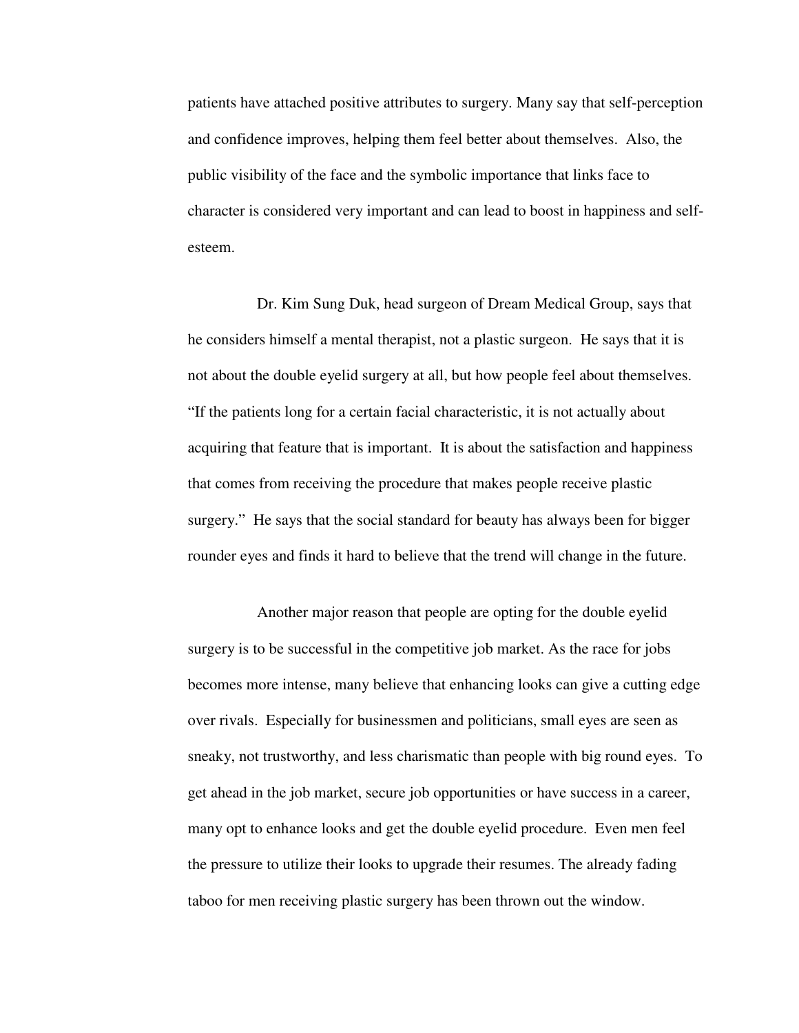patients have attached positive attributes to surgery. Many say that self-perception and confidence improves, helping them feel better about themselves. Also, the public visibility of the face and the symbolic importance that links face to character is considered very important and can lead to boost in happiness and self-esteem.

Dr. Kim Sung Duk, head surgeon of Dream Medical Group, says that he considers himself a mental therapist, not a plastic surgeon. He says that it is not about the double eyelid surgery at all, but how people feel about themselves. "If the patients long for a certain facial characteristic, it is not actually about acquiring that feature that is important. It is about the satisfaction and happiness that comes from receiving the procedure that makes people receive plastic surgery." He says that the social standard for beauty has always been for bigger rounder eyes and finds it hard to believe that the trend will change in the future.

Another major reason that people are opting for the double eyelid surgery is to be successful in the competitive job market. As the race for jobs becomes more intense, many believe that enhancing looks can give a cutting edge over rivals. Especially for businessmen and politicians, small eyes are seen as sneaky, not trustworthy, and less charismatic than people with big round eyes. To get ahead in the job market, secure job opportunities or have success in a career, many opt to enhance looks and get the double eyelid procedure. Even men feel the pressure to utilize their looks to upgrade their resumes. The already fading taboo for men receiving plastic surgery has been thrown out the window.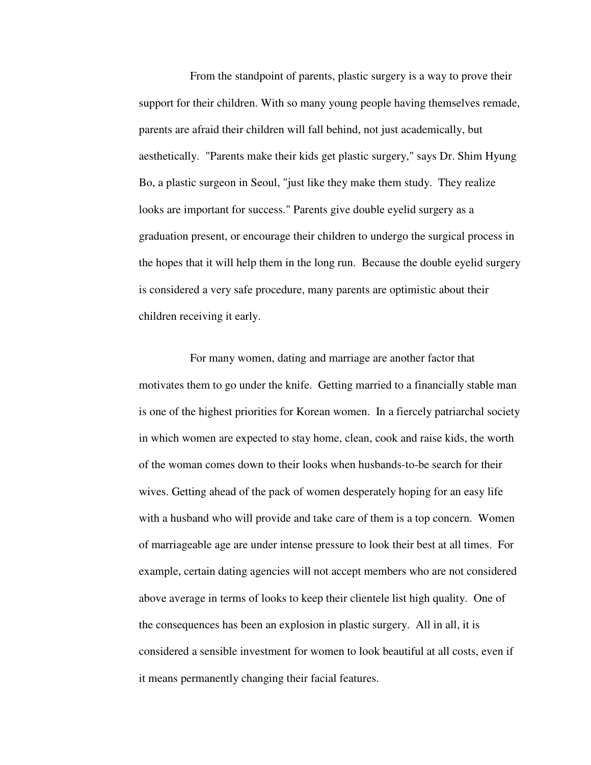From the standpoint of parents, plastic surgery is a way to prove their support for their children. With so many young people having themselves remade, parents are afraid their children will fall behind, not just academically, but aesthetically. "Parents make their kids get plastic surgery," says Dr. Shim Hyung Bo, a plastic surgeon in Seoul, "just like they make them study. They realize looks are important for success." Parents give double eyelid surgery as a graduation present, or encourage their children to undergo the surgical process in the hopes that it will help them in the long run. Because the double eyelid surgery is considered a very safe procedure, many parents are optimistic about their children receiving it early.

For many women, dating and marriage are another factor that motivates them to go under the knife. Getting married to a financially stable man is one of the highest priorities for Korean women. In a fiercely patriarchal society in which women are expected to stay home, clean, cook and raise kids, the worth of the woman comes down to their looks when husbands-to-be search for their wives. Getting ahead of the pack of women desperately hoping for an easy life with a husband who will provide and take care of them is a top concern. Women of marriageable age are under intense pressure to look their best at all times. For example, certain dating agencies will not accept members who are not considered above average in terms of looks to keep their clientele list high quality. One of the consequences has been an explosion in plastic surgery. All in all, it is considered a sensible investment for women to look beautiful at all costs, even if it means permanently changing their facial features.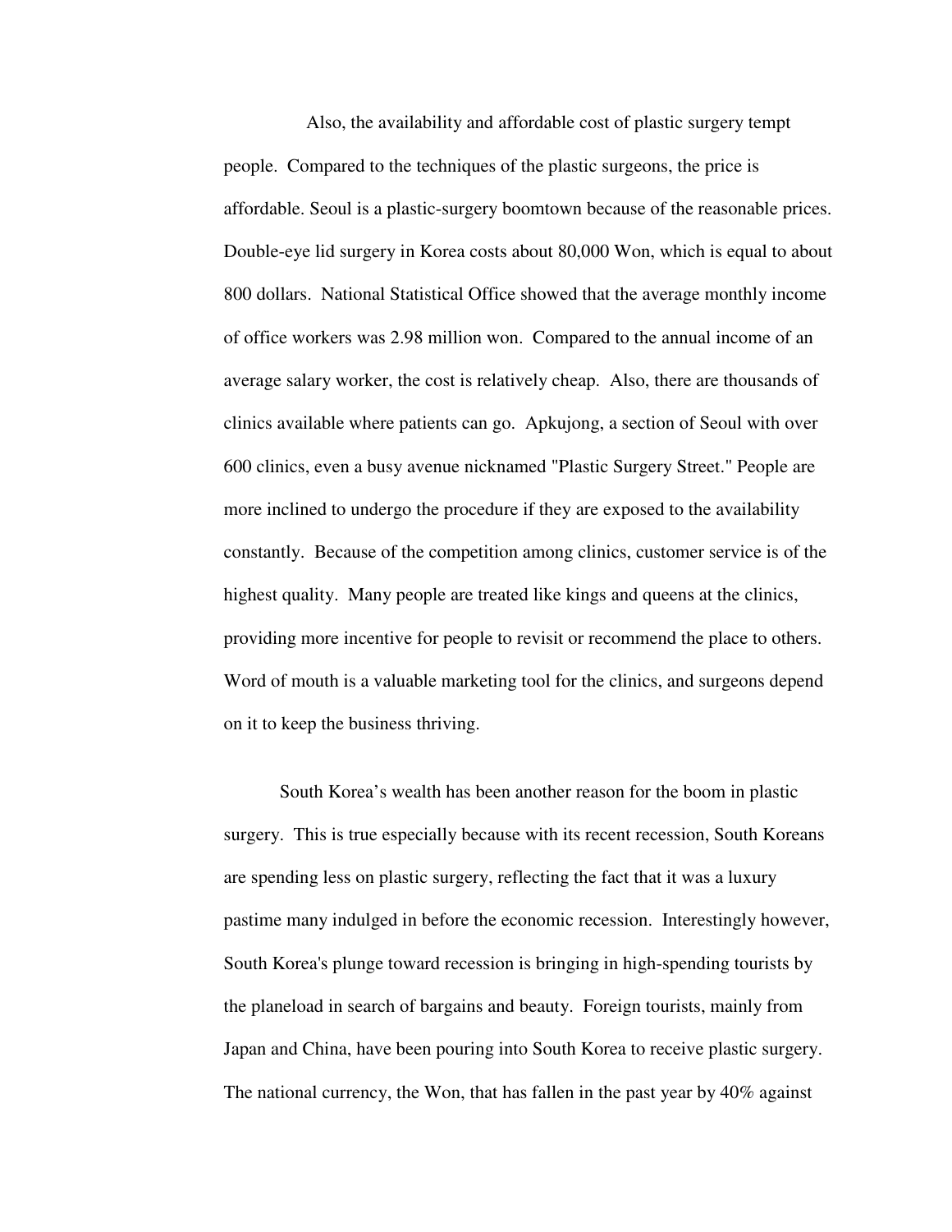Also, the availability and affordable cost of plastic surgery tempt people. Compared to the techniques of the plastic surgeons, the price is affordable. Seoul is a plastic-surgery boomtown because of the reasonable prices. Double-eye lid surgery in Korea costs about 80,000 Won, which is equal to about 800 dollars. National Statistical Office showed that the average monthly income of office workers was 2.98 million won. Compared to the annual income of an average salary worker, the cost is relatively cheap. Also, there are thousands of clinics available where patients can go. Apkujong, a section of Seoul with over 600 clinics, even a busy avenue nicknamed "Plastic Surgery Street." People are more inclined to undergo the procedure if they are exposed to the availability constantly. Because of the competition among clinics, customer service is of the highest quality. Many people are treated like kings and queens at the clinics, providing more incentive for people to revisit or recommend the place to others. Word of mouth is a valuable marketing tool for the clinics, and surgeons depend on it to keep the business thriving.

South Korea's wealth has been another reason for the boom in plastic surgery. This is true especially because with its recent recession, South Koreans are spending less on plastic surgery, reflecting the fact that it was a luxury pastime many indulged in before the economic recession. Interestingly however, South Korea's plunge toward recession is bringing in high-spending tourists by the planeload in search of bargains and beauty. Foreign tourists, mainly from Japan and China, have been pouring into South Korea to receive plastic surgery. The national currency, the Won, that has fallen in the past year by 40% against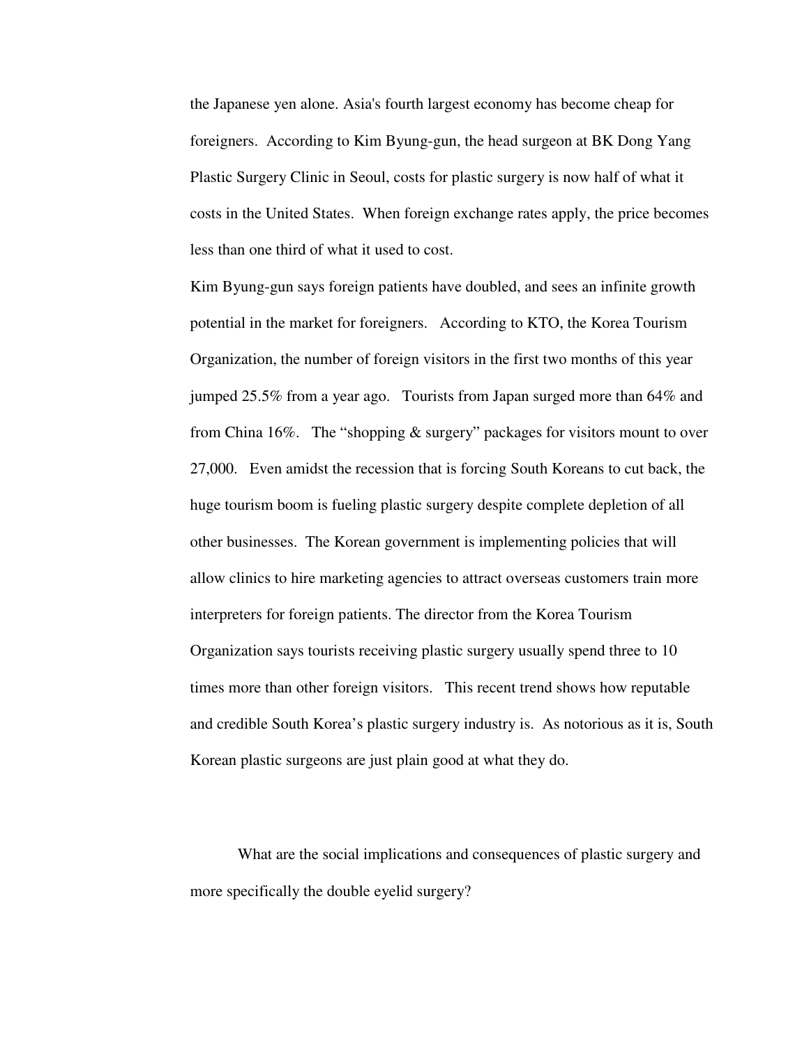the Japanese yen alone. Asia's fourth largest economy has become cheap for foreigners. According to Kim Byung-gun, the head surgeon at BK Dong Yang Plastic Surgery Clinic in Seoul, costs for plastic surgery is now half of what it costs in the United States. When foreign exchange rates apply, the price becomes less than one third of what it used to cost.

Kim Byung-gun says foreign patients have doubled, and sees an infinite growth potential in the market for foreigners. According to KTO, the Korea Tourism Organization, the number of foreign visitors in the first two months of this year jumped 25.5% from a year ago. Tourists from Japan surged more than 64% and from China 16%. The "shopping & surgery" packages for visitors mount to over 27,000. Even amidst the recession that is forcing South Koreans to cut back, the huge tourism boom is fueling plastic surgery despite complete depletion of all other businesses. The Korean government is implementing policies that will allow clinics to hire marketing agencies to attract overseas customers train more interpreters for foreign patients. The director from the Korea Tourism Organization says tourists receiving plastic surgery usually spend three to 10 times more than other foreign visitors. This recent trend shows how reputable and credible South Korea's plastic surgery industry is. As notorious as it is, South Korean plastic surgeons are just plain good at what they do.

What are the social implications and consequences of plastic surgery and more specifically the double eyelid surgery?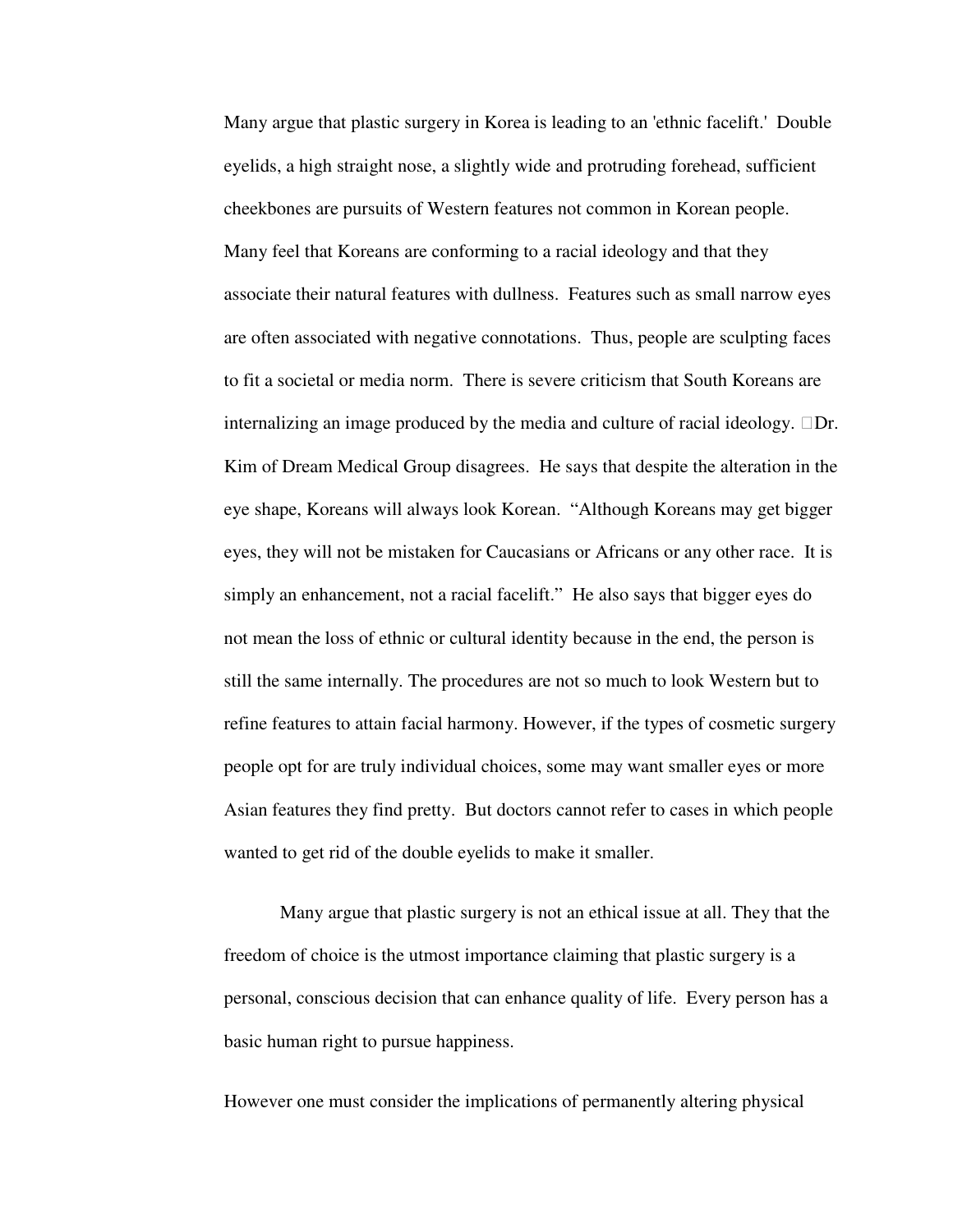Many argue that plastic surgery in Korea is leading to an 'ethnic facelift.' Double eyelids, a high straight nose, a slightly wide and protruding forehead, sufficient cheekbones are pursuits of Western features not common in Korean people. Many feel that Koreans are conforming to a racial ideology and that they associate their natural features with dullness. Features such as small narrow eyes are often associated with negative connotations. Thus, people are sculpting faces to fit a societal or media norm. There is severe criticism that South Koreans are internalizing an image produced by the media and culture of racial ideology. □Dr. Kim of Dream Medical Group disagrees. He says that despite the alteration in the eye shape, Koreans will always look Korean. "Although Koreans may get bigger eyes, they will not be mistaken for Caucasians or Africans or any other race. It is simply an enhancement, not a racial facelift." He also says that bigger eyes do not mean the loss of ethnic or cultural identity because in the end, the person is still the same internally. The procedures are not so much to look Western but to refine features to attain facial harmony. However, if the types of cosmetic surgery people opt for are truly individual choices, some may want smaller eyes or more Asian features they find pretty. But doctors cannot refer to cases in which people wanted to get rid of the double eyelids to make it smaller.

Many argue that plastic surgery is not an ethical issue at all. They that the freedom of choice is the utmost importance claiming that plastic surgery is a personal, conscious decision that can enhance quality of life. Every person has a basic human right to pursue happiness.

However one must consider the implications of permanently altering physical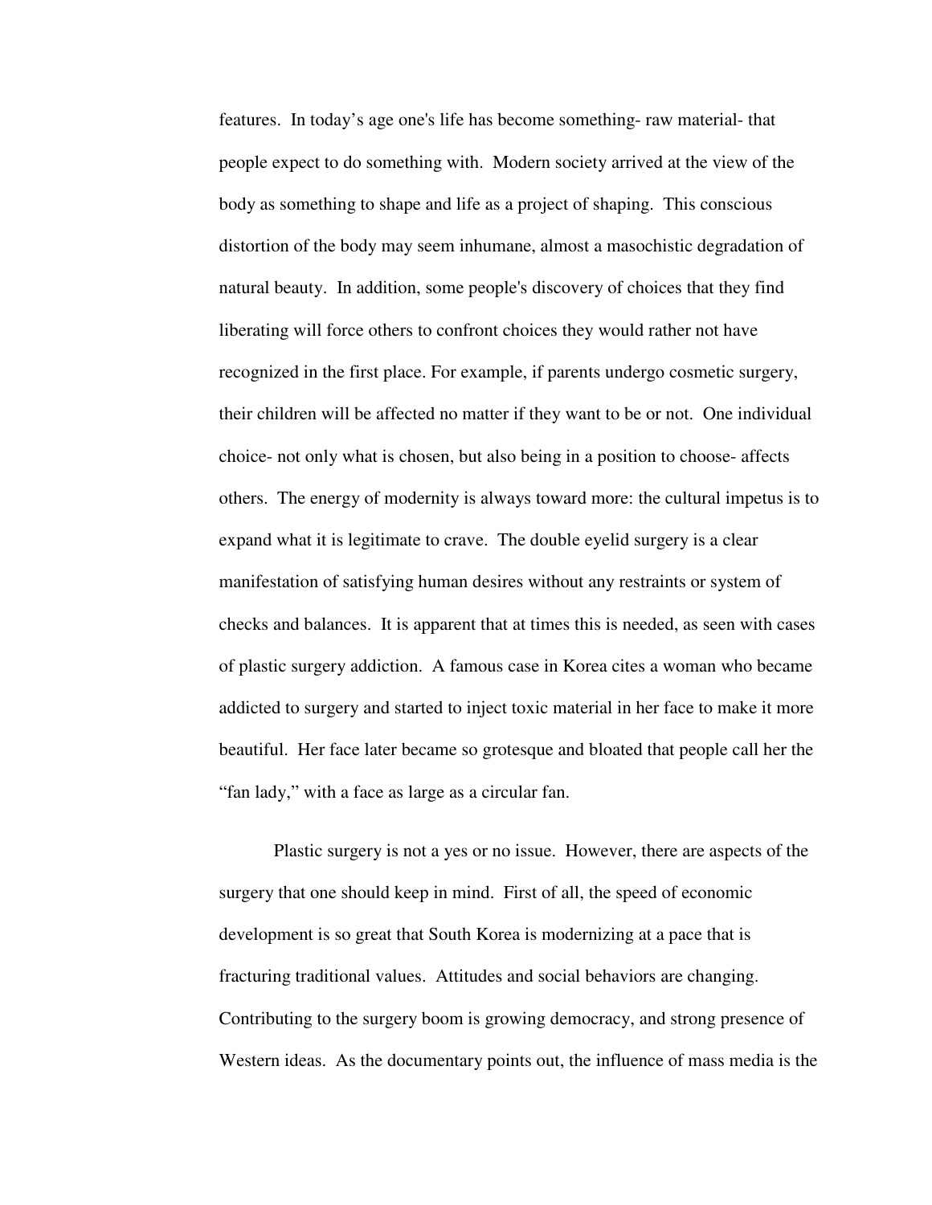features. In today's age one's life has become something- raw material- that people expect to do something with. Modern society arrived at the view of the body as something to shape and life as a project of shaping. This conscious distortion of the body may seem inhumane, almost a masochistic degradation of natural beauty. In addition, some people's discovery of choices that they find liberating will force others to confront choices they would rather not have recognized in the first place. For example, if parents undergo cosmetic surgery, their children will be affected no matter if they want to be or not. One individual choice- not only what is chosen, but also being in a position to choose- affects others. The energy of modernity is always toward more: the cultural impetus is to expand what it is legitimate to crave. The double eyelid surgery is a clear manifestation of satisfying human desires without any restraints or system of checks and balances. It is apparent that at times this is needed, as seen with cases of plastic surgery addiction. A famous case in Korea cites a woman who became addicted to surgery and started to inject toxic material in her face to make it more beautiful. Her face later became so grotesque and bloated that people call her the "fan lady," with a face as large as a circular fan.

Plastic surgery is not a yes or no issue. However, there are aspects of the surgery that one should keep in mind. First of all, the speed of economic development is so great that South Korea is modernizing at a pace that is fracturing traditional values. Attitudes and social behaviors are changing. Contributing to the surgery boom is growing democracy, and strong presence of Western ideas. As the documentary points out, the influence of mass media is the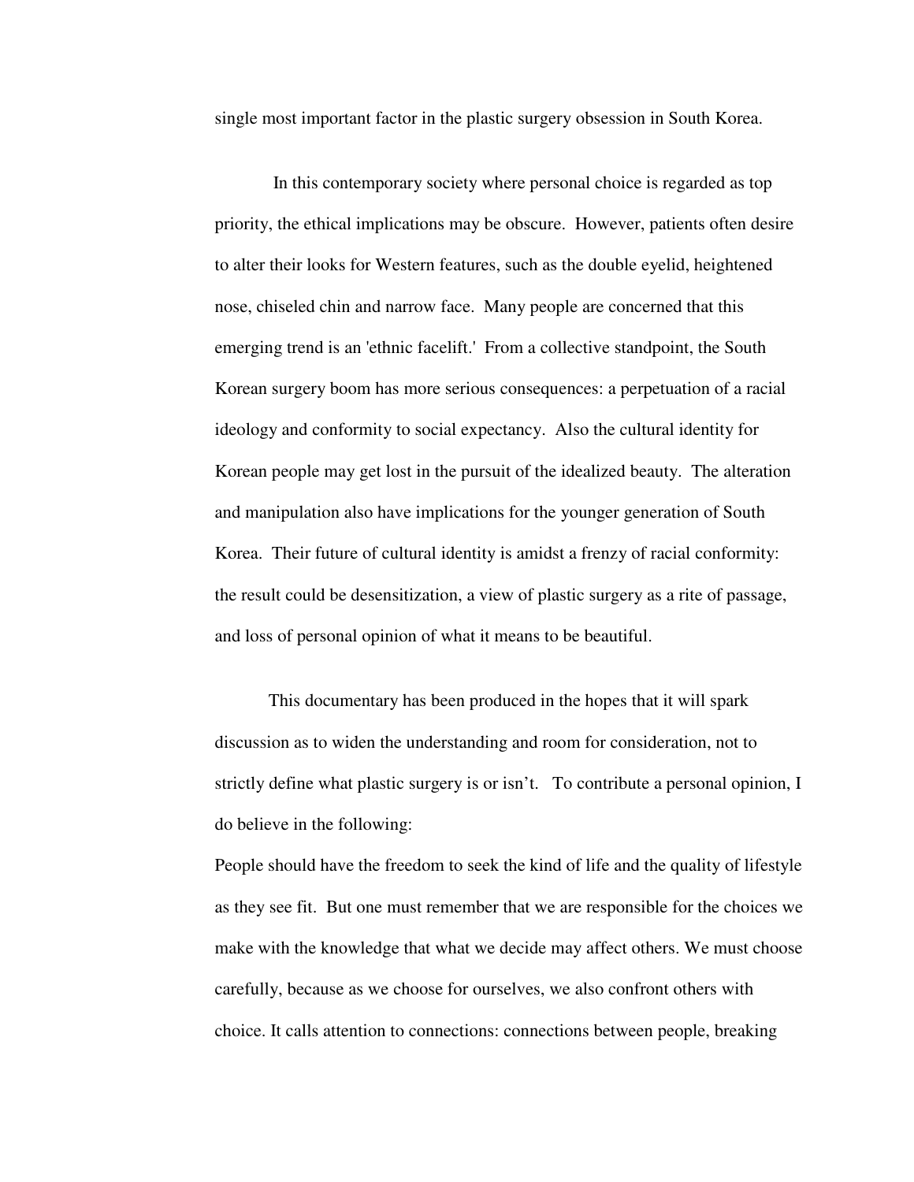single most important factor in the plastic surgery obsession in South Korea.

In this contemporary society where personal choice is regarded as top priority, the ethical implications may be obscure. However, patients often desire to alter their looks for Western features, such as the double eyelid, heightened nose, chiseled chin and narrow face. Many people are concerned that this emerging trend is an 'ethnic facelift.' From a collective standpoint, the South Korean surgery boom has more serious consequences: a perpetuation of a racial ideology and conformity to social expectancy. Also the cultural identity for Korean people may get lost in the pursuit of the idealized beauty. The alteration and manipulation also have implications for the younger generation of South Korea. Their future of cultural identity is amidst a frenzy of racial conformity: the result could be desensitization, a view of plastic surgery as a rite of passage, and loss of personal opinion of what it means to be beautiful.

This documentary has been produced in the hopes that it will spark discussion as to widen the understanding and room for consideration, not to strictly define what plastic surgery is or isn't. To contribute a personal opinion, I do believe in the following:

People should have the freedom to seek the kind of life and the quality of lifestyle as they see fit. But one must remember that we are responsible for the choices we make with the knowledge that what we decide may affect others. We must choose carefully, because as we choose for ourselves, we also confront others with choice. It calls attention to connections: connections between people, breaking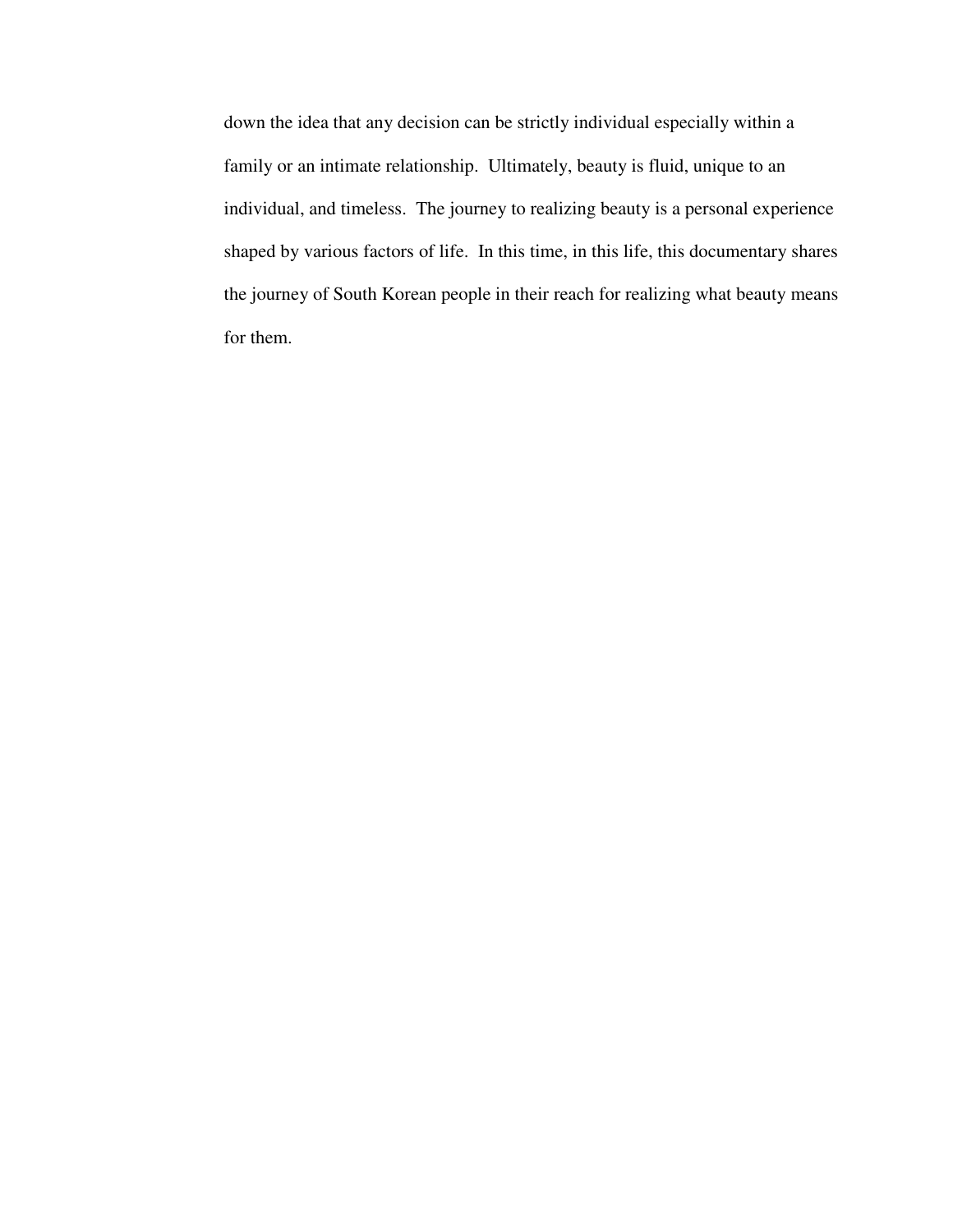down the idea that any decision can be strictly individual especially within a family or an intimate relationship. Ultimately, beauty is fluid, unique to an individual, and timeless. The journey to realizing beauty is a personal experience shaped by various factors of life. In this time, in this life, this documentary shares the journey of South Korean people in their reach for realizing what beauty means for them.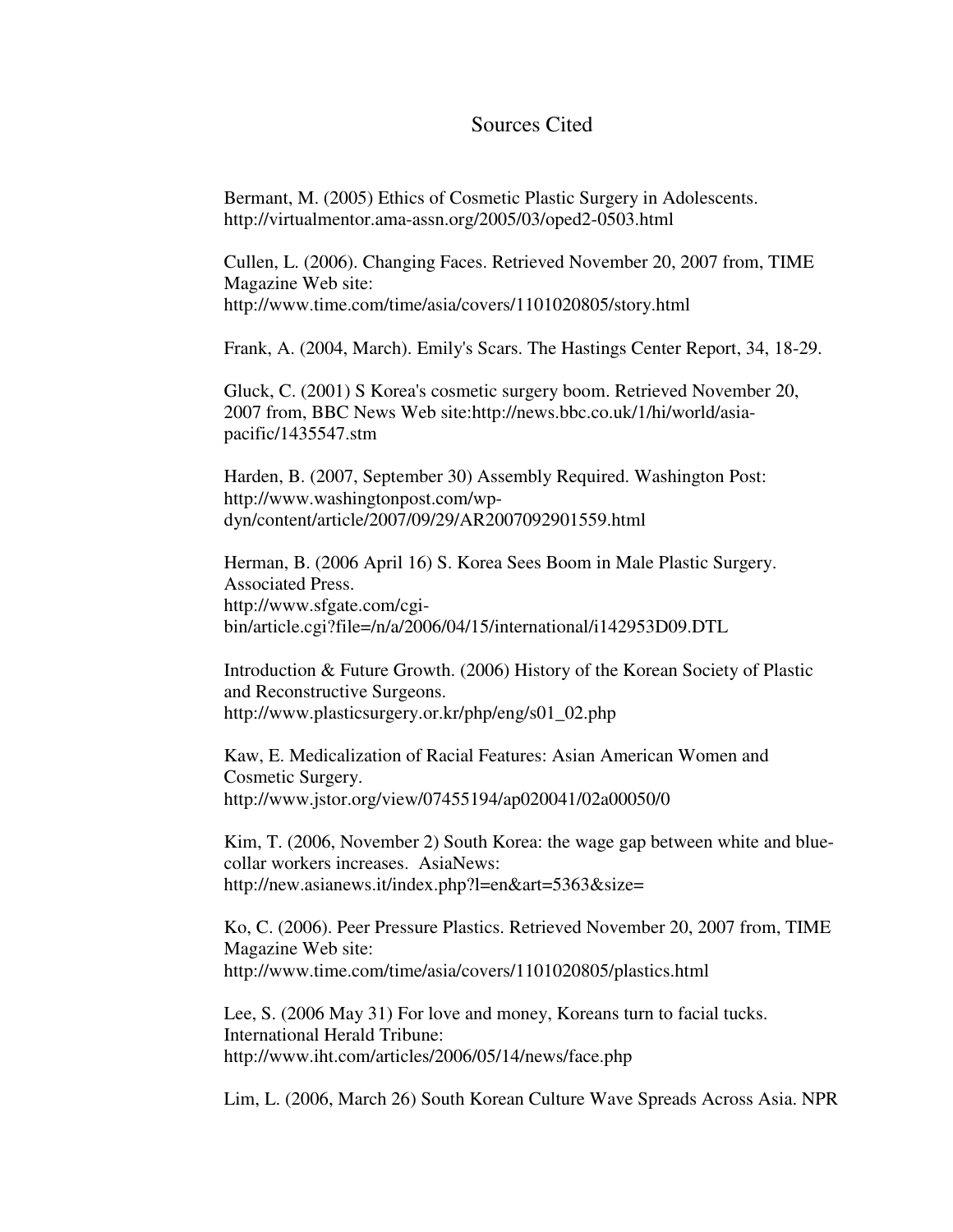# Sources Cited

Bermant, M. (2005) Ethics of Cosmetic Plastic Surgery in Adolescents. http://virtualmentor.ama-assn.org/2005/03/oped2-0503.html

Cullen, L. (2006). Changing Faces. Retrieved November 20, 2007 from, TIME Magazine Web site: http://www.time.com/time/asia/covers/1101020805/story.html

Frank, A. (2004, March). Emily's Scars. The Hastings Center Report, 34, 18-29.

Gluck, C. (2001) S Korea's cosmetic surgery boom. Retrieved November 20, 2007 from, BBC News Web site:http://news.bbc.co.uk/1/hi/world/asia-pacific/1435547.stm

Harden, B. (2007, September 30) Assembly Required. Washington Post: http://www.washingtonpost.com/wp-dyn/content/article/2007/09/29/AR2007092901559.html

Herman, B. (2006 April 16) S. Korea Sees Boom in Male Plastic Surgery. Associated Press. http://www.sfgate.com/cgi-bin/article.cgi?file=/n/a/2006/04/15/international/i142953D09.DTL

Introduction & Future Growth. (2006) History of the Korean Society of Plastic and Reconstructive Surgeons. http://www.plasticsurgery.or.kr/php/eng/s01_02.php

Kaw, E. Medicalization of Racial Features: Asian American Women and Cosmetic Surgery. http://www.jstor.org/view/07455194/ap020041/02a00050/0

Kim, T. (2006, November 2) South Korea: the wage gap between white and blue-collar workers increases. AsiaNews: http://new.asianews.it/index.php?l=en&art=5363&size=

Ko, C. (2006). Peer Pressure Plastics. Retrieved November 20, 2007 from, TIME Magazine Web site: http://www.time.com/time/asia/covers/1101020805/plastics.html

Lee, S. (2006 May 31) For love and money, Koreans turn to facial tucks. International Herald Tribune: http://www.iht.com/articles/2006/05/14/news/face.php

Lim, L. (2006, March 26) South Korean Culture Wave Spreads Across Asia. NPR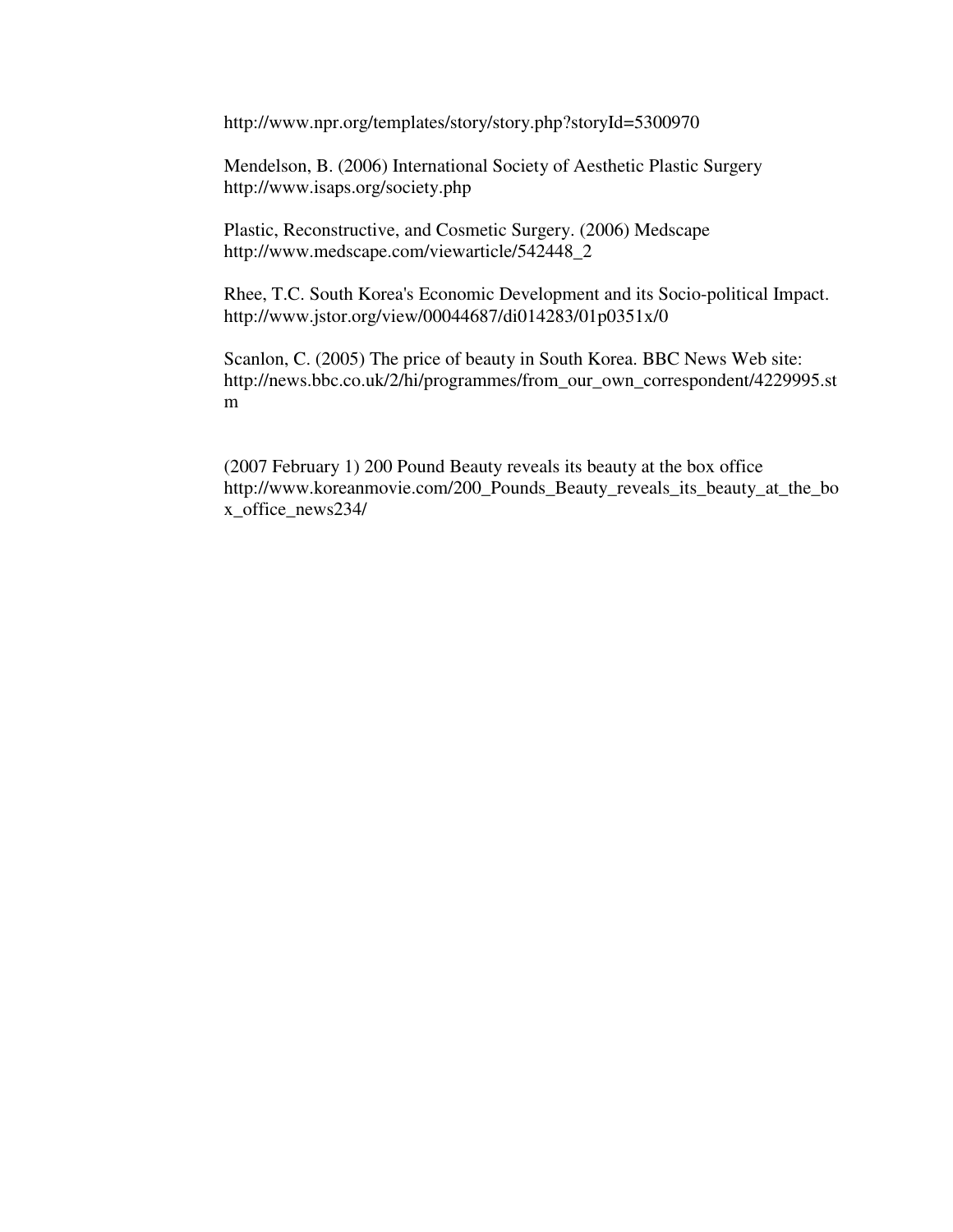http://www.npr.org/templates/story/story.php?storyId=5300970

Mendelson, B. (2006) International Society of Aesthetic Plastic Surgery
http://www.isaps.org/society.php

Plastic, Reconstructive, and Cosmetic Surgery. (2006) Medscape
http://www.medscape.com/viewarticle/542448_2

Rhee, T.C. South Korea's Economic Development and its Socio-political Impact.
http://www.jstor.org/view/00044687/di014283/01p0351x/0

Scanlon, C. (2005) The price of beauty in South Korea. BBC News Web site:
http://news.bbc.co.uk/2/hi/programmes/from_our_own_correspondent/4229995.stm

(2007 February 1) 200 Pound Beauty reveals its beauty at the box office
http://www.koreanmovie.com/200_Pounds_Beauty_reveals_its_beauty_at_the_box_office_news234/